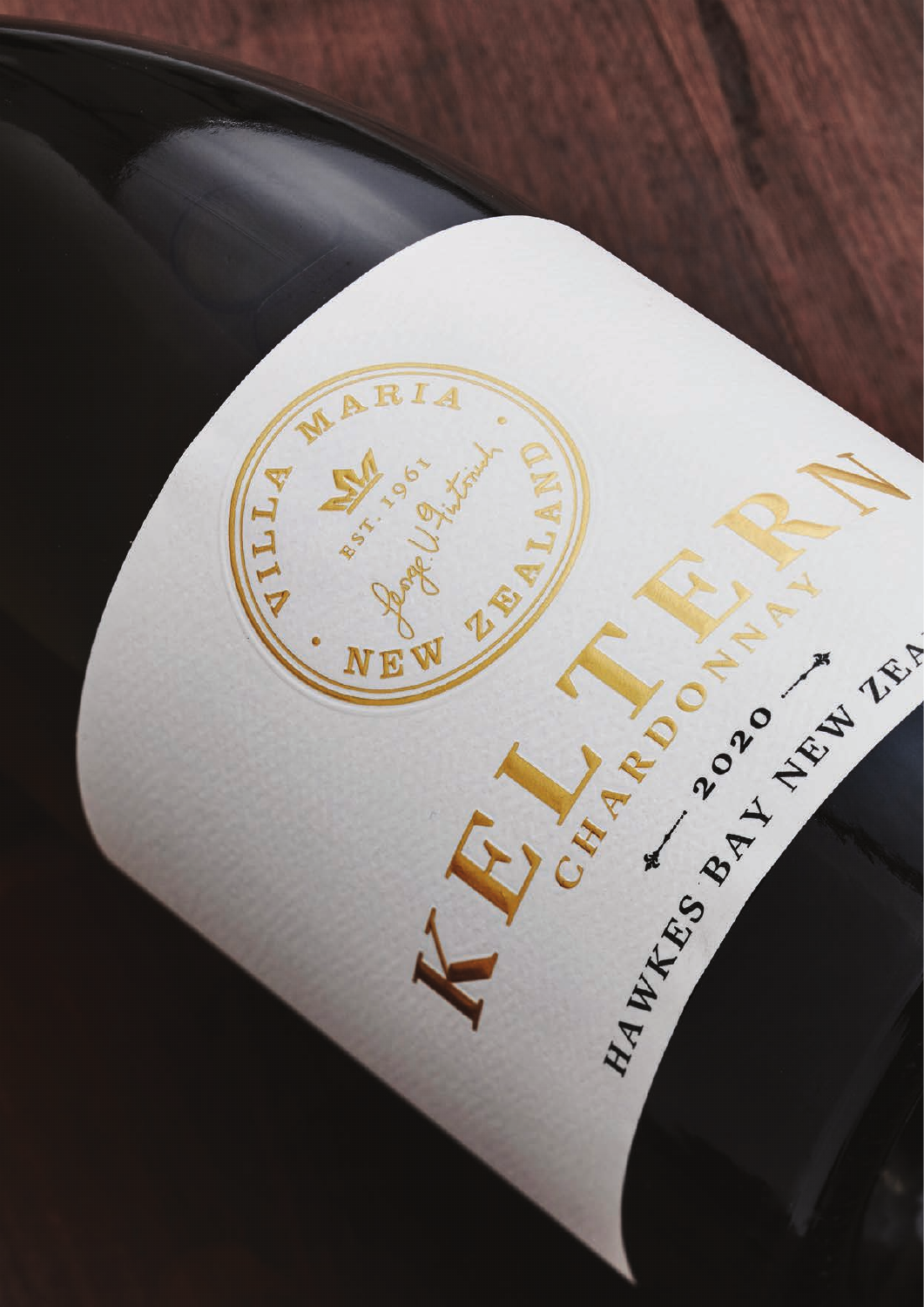VILLA MARIA · NEW ZEALAND ·

EST. 1961

# KELTERN

## CHARDONNAY

2020

HAWKES BAY NEW ZEA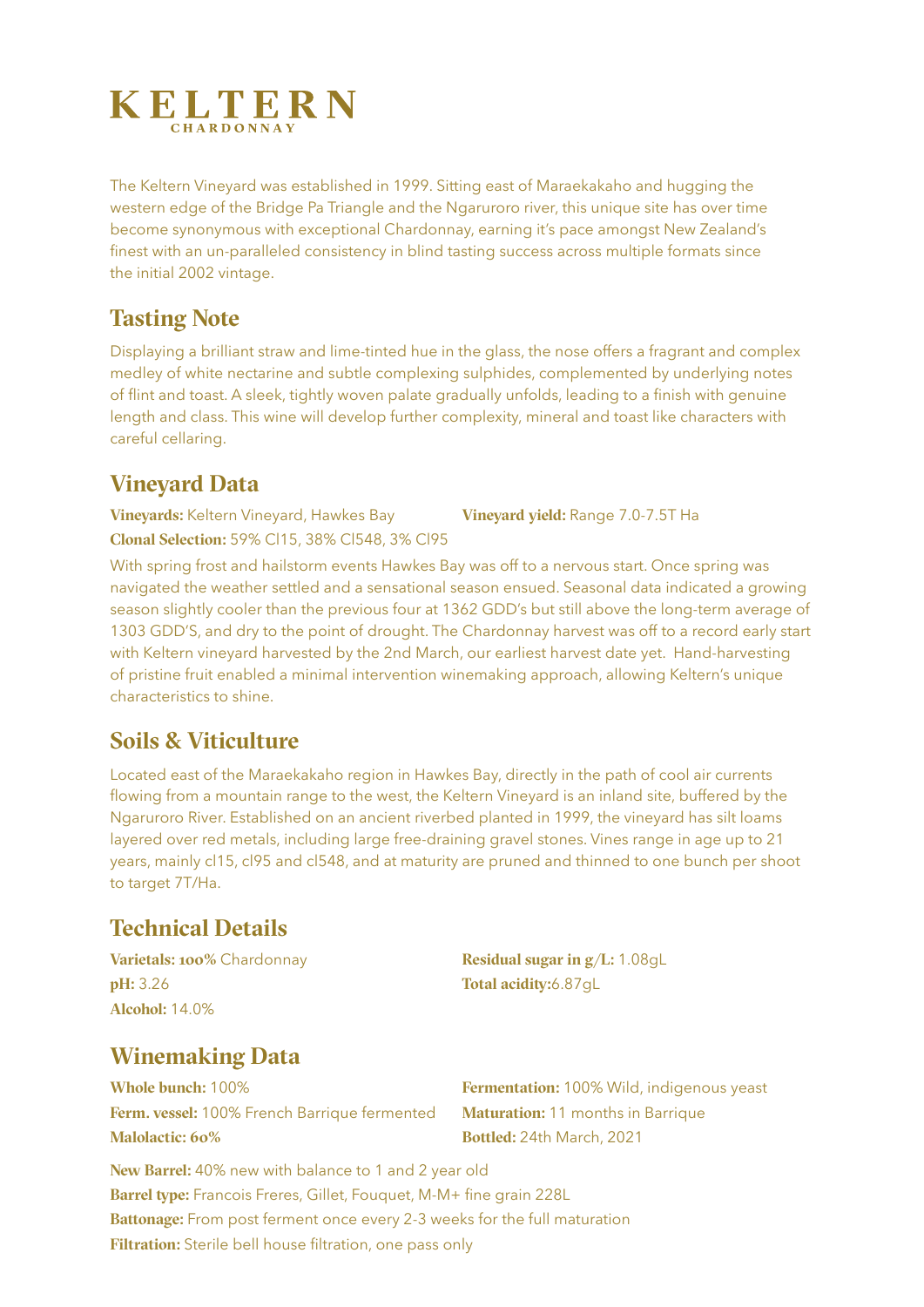// KELTERN

CHARDONNAY

The Keltern Vineyard was established in 1999. Sitting east of Maraekakaho and hugging the western edge of the Bridge Pa Triangle and the Ngaruroro river, this unique site has over time become synonymous with exceptional Chardonnay, earning it's pace amongst New Zealand's finest with an un-paralleled consistency in blind tasting success across multiple formats since the initial 2002 vintage.

## Tasting Note

Displaying a brilliant straw and lime-tinted hue in the glass, the nose offers a fragrant and complex medley of white nectarine and subtle complexing sulphides, complemented by underlying notes of flint and toast. A sleek, tightly woven palate gradually unfolds, leading to a finish with genuine length and class. This wine will develop further complexity, mineral and toast like characters with careful cellaring.

## Vineyard Data

**Vineyards:** Keltern Vineyard, Hawkes Bay

**Vineyard yield:** Range 7.0-7.5T Ha

**Clonal Selection:** 59% Cl15, 38% Cl548, 3% Cl95

With spring frost and hailstorm events Hawkes Bay was off to a nervous start. Once spring was navigated the weather settled and a sensational season ensued. Seasonal data indicated a growing season slightly cooler than the previous four at 1362 GDD's but still above the long-term average of 1303 GDD'S, and dry to the point of drought. The Chardonnay harvest was off to a record early start with Keltern vineyard harvested by the 2nd March, our earliest harvest date yet. Hand-harvesting of pristine fruit enabled a minimal intervention winemaking approach, allowing Keltern's unique characteristics to shine.

## Soils & Viticulture

Located east of the Maraekakaho region in Hawkes Bay, directly in the path of cool air currents flowing from a mountain range to the west, the Keltern Vineyard is an inland site, buffered by the Ngaruroro River. Established on an ancient riverbed planted in 1999, the vineyard has silt loams layered over red metals, including large free-draining gravel stones. Vines range in age up to 21 years, mainly cl15, cl95 and cl548, and at maturity are pruned and thinned to one bunch per shoot to target 7T/Ha.

## Technical Details

**Varietals: 100%** Chardonnay

**pH:** 3.26

**Alcohol:** 14.0%

**Residual sugar in g/L:** 1.08gL

**Total acidity:**6.87gL

## Winemaking Data

**Whole bunch:** 100%

**Ferm. vessel:** 100% French Barrique fermented

**Malolactic: 60%**

**Fermentation:** 100% Wild, indigenous yeast

**Maturation:** 11 months in Barrique

**Bottled:** 24th March, 2021

**New Barrel:** 40% new with balance to 1 and 2 year old

**Barrel type:** Francois Freres, Gillet, Fouquet, M-M+ fine grain 228L

**Battonage:** From post ferment once every 2-3 weeks for the full maturation

**Filtration:** Sterile bell house filtration, one pass only